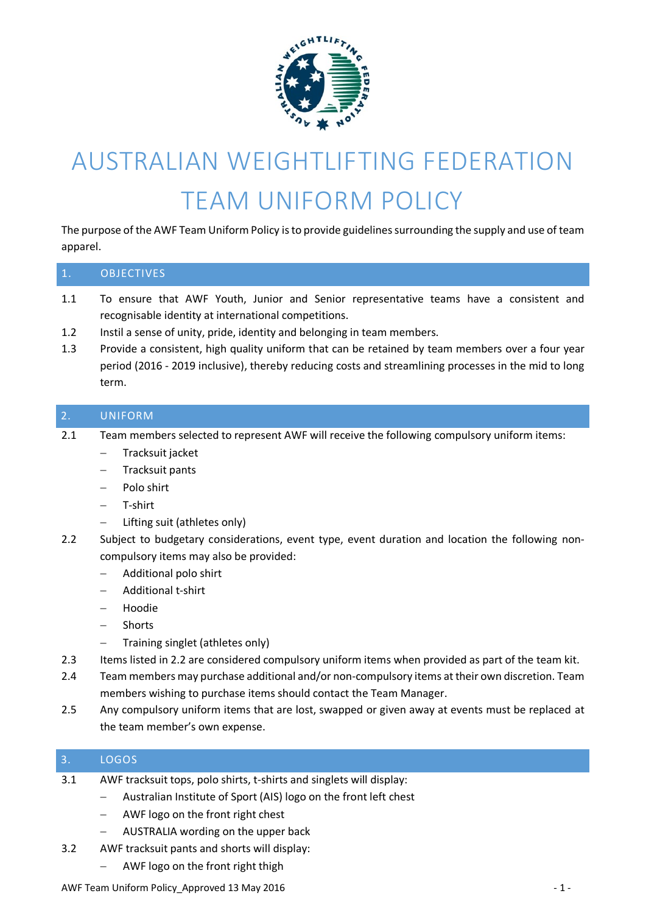# AUSTRALIAN WEIGHTLIFTING FEDERATION TEAM UNIFORM POLICY

The purpose of the AWF Team Uniform Policy is to provide guidelines surrounding the supply and use of team apparel.

## 1. OBJECTIVES

1.1 To ensure that AWF Youth, Junior and Senior representative teams have a consistent and recognisable identity at international competitions.

1.2 Instil a sense of unity, pride, identity and belonging in team members.

1.3 Provide a consistent, high quality uniform that can be retained by team members over a four year period (2016 - 2019 inclusive), thereby reducing costs and streamlining processes in the mid to long term.

## 2. UNIFORM

2.1 Team members selected to represent AWF will receive the following compulsory uniform items:

- Tracksuit jacket
- Tracksuit pants
- Polo shirt
- T-shirt
- Lifting suit (athletes only)

2.2 Subject to budgetary considerations, event type, event duration and location the following non-compulsory items may also be provided:

- Additional polo shirt
- Additional t-shirt
- Hoodie
- Shorts
- Training singlet (athletes only)

2.3 Items listed in 2.2 are considered compulsory uniform items when provided as part of the team kit.

2.4 Team members may purchase additional and/or non-compulsory items at their own discretion. Team members wishing to purchase items should contact the Team Manager.

2.5 Any compulsory uniform items that are lost, swapped or given away at events must be replaced at the team member's own expense.

## 3. LOGOS

3.1 AWF tracksuit tops, polo shirts, t-shirts and singlets will display:

- Australian Institute of Sport (AIS) logo on the front left chest
- AWF logo on the front right chest
- AUSTRALIA wording on the upper back

3.2 AWF tracksuit pants and shorts will display:

- AWF logo on the front right thigh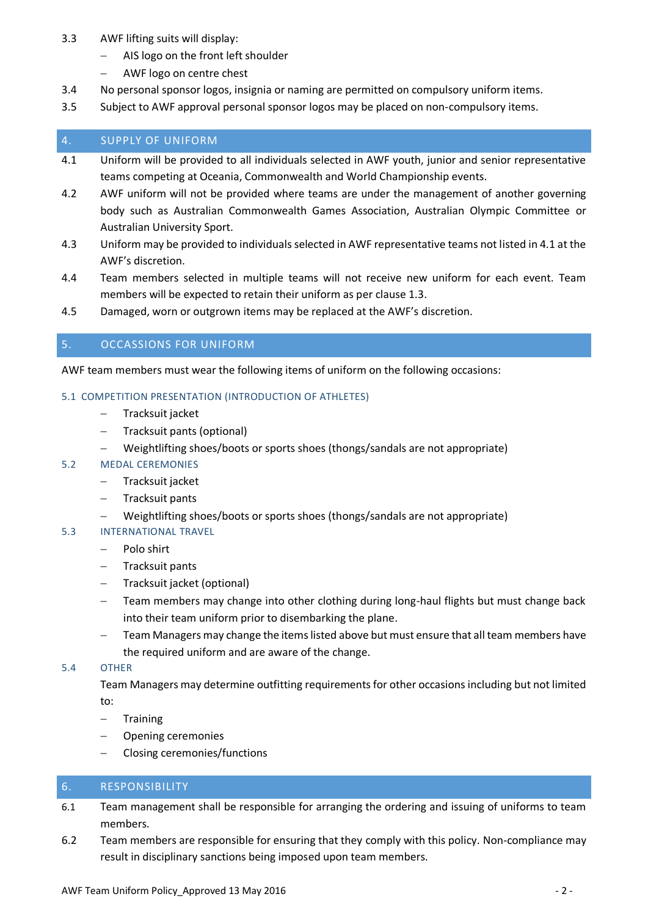3.3 AWF lifting suits will display:

- AIS logo on the front left shoulder
- AWF logo on centre chest

3.4 No personal sponsor logos, insignia or naming are permitted on compulsory uniform items.

3.5 Subject to AWF approval personal sponsor logos may be placed on non-compulsory items.

## 4. SUPPLY OF UNIFORM

4.1 Uniform will be provided to all individuals selected in AWF youth, junior and senior representative teams competing at Oceania, Commonwealth and World Championship events.

4.2 AWF uniform will not be provided where teams are under the management of another governing body such as Australian Commonwealth Games Association, Australian Olympic Committee or Australian University Sport.

4.3 Uniform may be provided to individuals selected in AWF representative teams not listed in 4.1 at the AWF's discretion.

4.4 Team members selected in multiple teams will not receive new uniform for each event. Team members will be expected to retain their uniform as per clause 1.3.

4.5 Damaged, worn or outgrown items may be replaced at the AWF's discretion.

## 5. OCCASSIONS FOR UNIFORM

AWF team members must wear the following items of uniform on the following occasions:

### 5.1 COMPETITION PRESENTATION (INTRODUCTION OF ATHLETES)

- Tracksuit jacket
- Tracksuit pants (optional)
- Weightlifting shoes/boots or sports shoes (thongs/sandals are not appropriate)

### 5.2 MEDAL CEREMONIES

- Tracksuit jacket
- Tracksuit pants
- Weightlifting shoes/boots or sports shoes (thongs/sandals are not appropriate)

### 5.3 INTERNATIONAL TRAVEL

- Polo shirt
- Tracksuit pants
- Tracksuit jacket (optional)
- Team members may change into other clothing during long-haul flights but must change back into their team uniform prior to disembarking the plane.
- Team Managers may change the items listed above but must ensure that all team members have the required uniform and are aware of the change.

### 5.4 OTHER

Team Managers may determine outfitting requirements for other occasions including but not limited to:

- Training
- Opening ceremonies
- Closing ceremonies/functions

## 6. RESPONSIBILITY

6.1 Team management shall be responsible for arranging the ordering and issuing of uniforms to team members.

6.2 Team members are responsible for ensuring that they comply with this policy. Non-compliance may result in disciplinary sanctions being imposed upon team members.